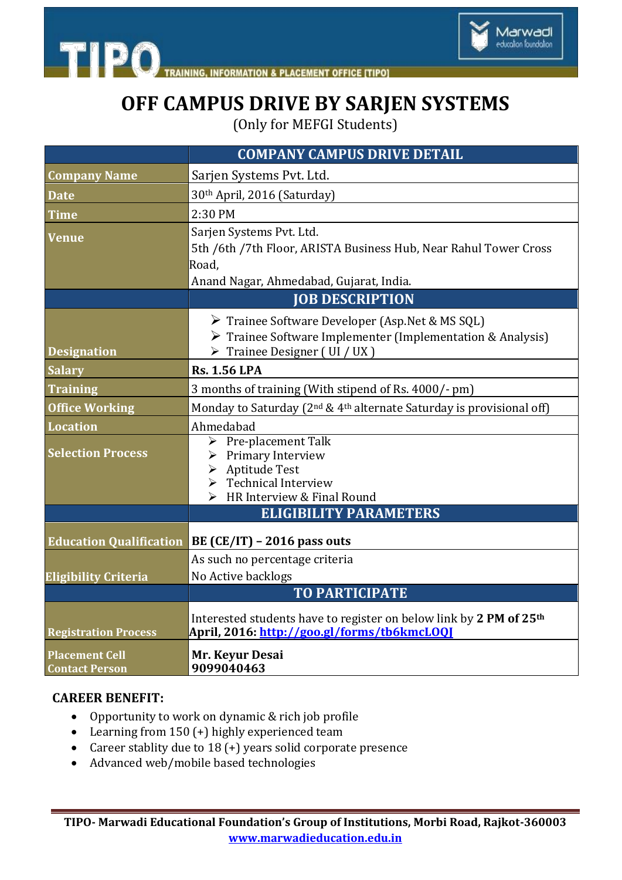# OFF CAMPUS DRIVE BY SARJEN SYSTEMS

(Only for MEFGI Students)

| | COMPANY CAMPUS DRIVE DETAIL |
|---|---|
| **Company Name** | Sarjen Systems Pvt. Ltd. |
| **Date** | 30th April, 2016 (Saturday) |
| **Time** | 2:30 PM |
| **Venue** | Sarjen Systems Pvt. Ltd.<br>5th /6th /7th Floor, ARISTA Business Hub, Near Rahul Tower Cross Road,<br>Anand Nagar, Ahmedabad, Gujarat, India. |
| | **JOB DESCRIPTION** |
| **Designation** | ➢ Trainee Software Developer (Asp.Net & MS SQL)<br>➢ Trainee Software Implementer (Implementation & Analysis)<br>➢ Trainee Designer ( UI / UX ) |
| **Salary** | **Rs. 1.56 LPA** |
| **Training** | 3 months of training (With stipend of Rs. 4000/- pm) |
| **Office Working** | Monday to Saturday (2nd & 4th alternate Saturday is provisional off) |
| **Location** | Ahmedabad |
| **Selection Process** | ➢ Pre-placement Talk<br>➢ Primary Interview<br>➢ Aptitude Test<br>➢ Technical Interview<br>➢ HR Interview & Final Round |
| | **ELIGIBILITY PARAMETERS** |
| **Education Qualification** | **BE (CE/IT) – 2016 pass outs** |
| **Eligibility Criteria** | As such no percentage criteria<br>No Active backlogs |
| | **TO PARTICIPATE** |
| **Registration Process** | Interested students have to register on below link by **2 PM of 25th April, 2016: [http://goo.gl/forms/tb6kmcLOQJ](http://goo.gl/forms/tb6kmcLOQJ)** |
| **Placement Cell Contact Person** | **Mr. Keyur Desai<br>9099040463** |

**CAREER BENEFIT:**

- Opportunity to work on dynamic & rich job profile
- Learning from 150 (+) highly experienced team
- Career stablity due to 18 (+) years solid corporate presence
- Advanced web/mobile based technologies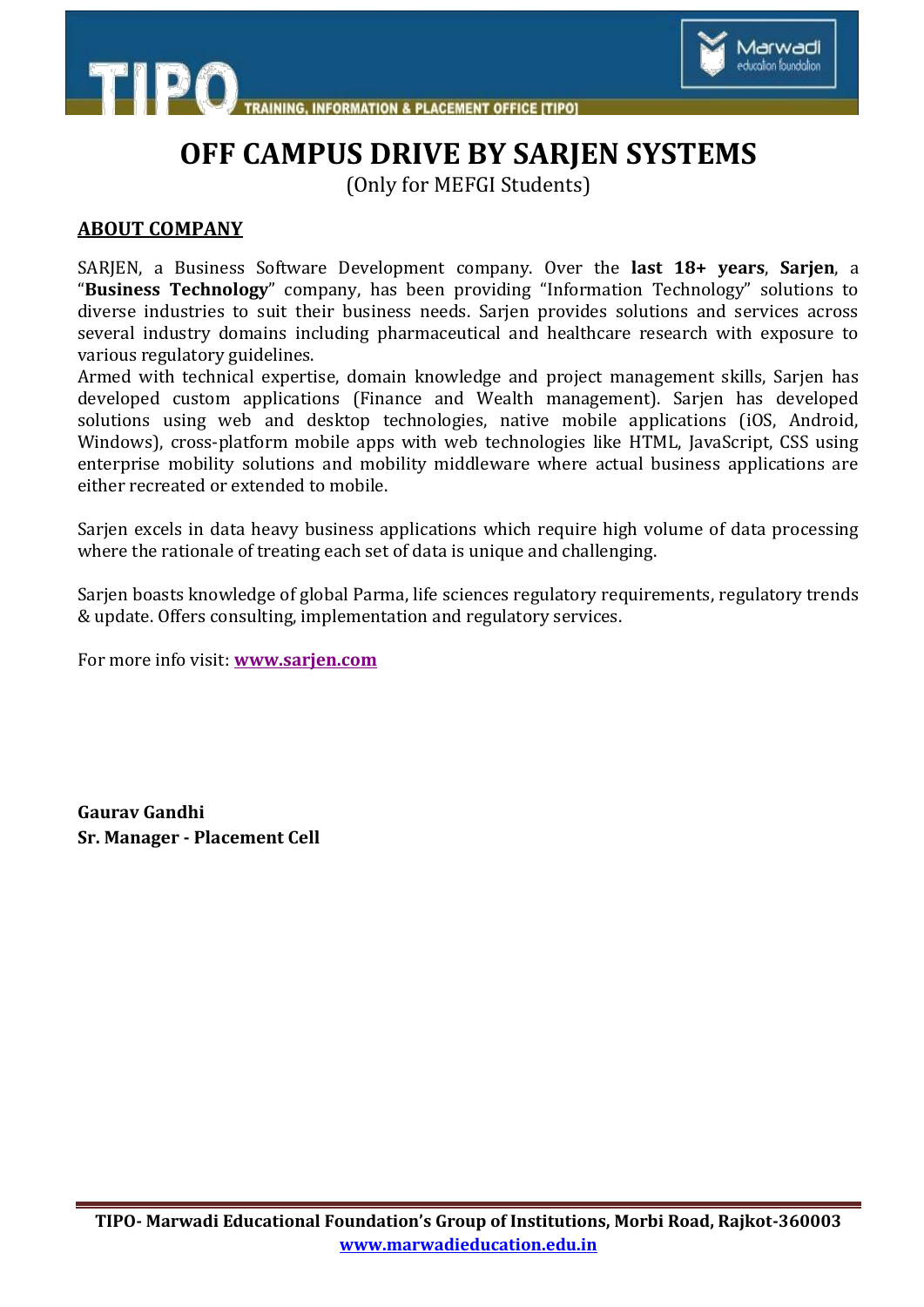# OFF CAMPUS DRIVE BY SARJEN SYSTEMS

(Only for MEFGI Students)

## ABOUT COMPANY

SARJEN, a Business Software Development company. Over the **last 18+ years**, **Sarjen**, a "**Business Technology**" company, has been providing "Information Technology" solutions to diverse industries to suit their business needs. Sarjen provides solutions and services across several industry domains including pharmaceutical and healthcare research with exposure to various regulatory guidelines.
Armed with technical expertise, domain knowledge and project management skills, Sarjen has developed custom applications (Finance and Wealth management). Sarjen has developed solutions using web and desktop technologies, native mobile applications (iOS, Android, Windows), cross-platform mobile apps with web technologies like HTML, JavaScript, CSS using enterprise mobility solutions and mobility middleware where actual business applications are either recreated or extended to mobile.

Sarjen excels in data heavy business applications which require high volume of data processing where the rationale of treating each set of data is unique and challenging.

Sarjen boasts knowledge of global Parma, life sciences regulatory requirements, regulatory trends & update. Offers consulting, implementation and regulatory services.

For more info visit: **www.sarjen.com**

**Gaurav Gandhi**
**Sr. Manager - Placement Cell**